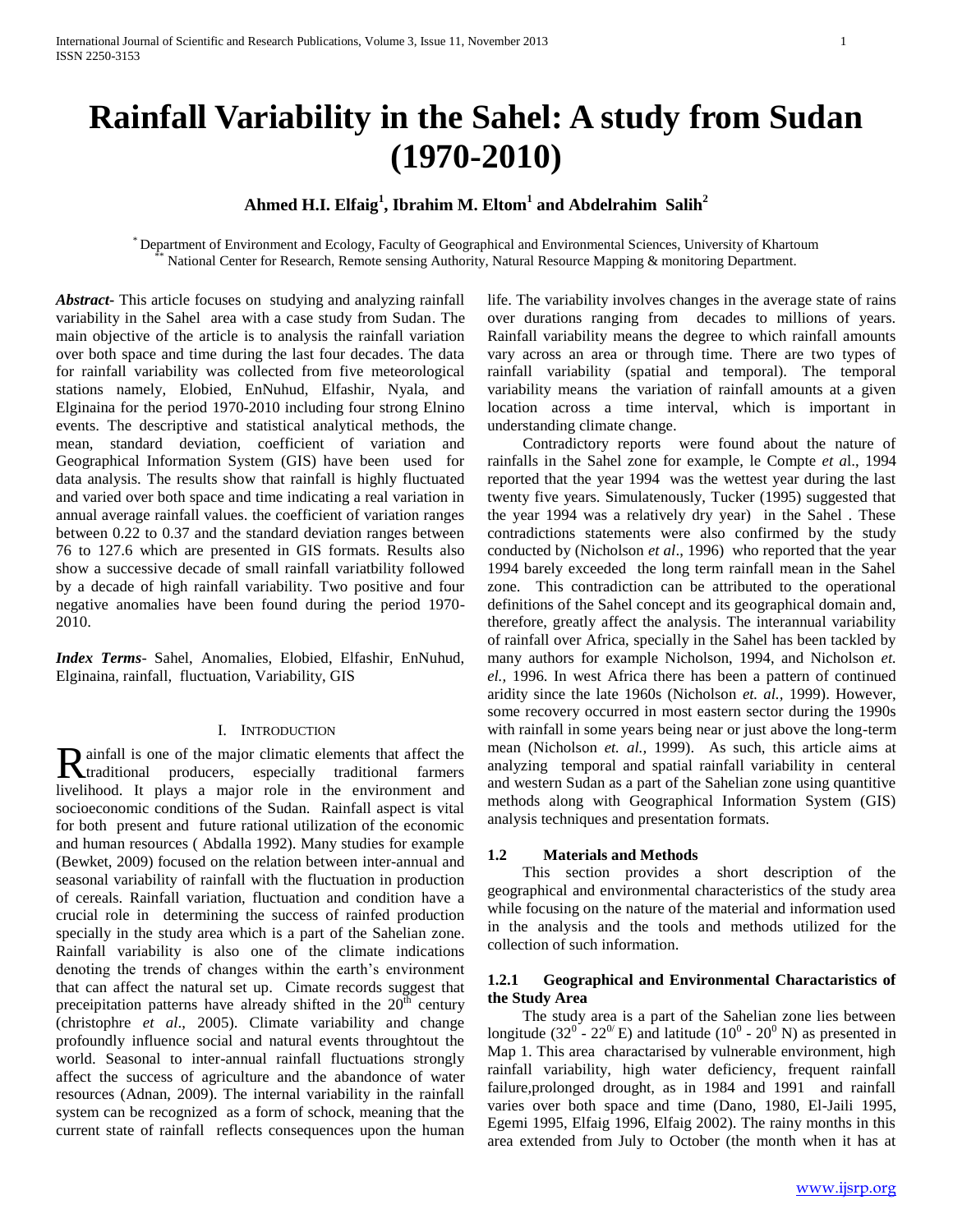# Rainfall Variability in the Sahel: A study from Sudan (1970-2010)

**Ahmed H.I. Elfaig[1], Ibrahim M. Eltom[1] and Abdelrahim Salih[2]**

[*] Department of Environment and Ecology, Faculty of Geographical and Environmental Sciences, University of Khartoum
[**] National Center for Research, Remote sensing Authority, Natural Resource Mapping & monitoring Department.

***Abstract-*** This article focuses on studying and analyzing rainfall variability in the Sahel area with a case study from Sudan. The main objective of the article is to analysis the rainfall variation over both space and time during the last four decades. The data for rainfall variability was collected from five meteorological stations namely, Elobied, EnNuhud, Elfashir, Nyala, and Elginaina for the period 1970-2010 including four strong Elnino events. The descriptive and statistical analytical methods, the mean, standard deviation, coefficient of variation and Geographical Information System (GIS) have been used for data analysis. The results show that rainfall is highly fluctuated and varied over both space and time indicating a real variation in annual average rainfall values. the coefficient of variation ranges between 0.22 to 0.37 and the standard deviation ranges between 76 to 127.6 which are presented in GIS formats. Results also show a successive decade of small rainfall variatbility followed by a decade of high rainfall variability. Two positive and four negative anomalies have been found during the period 1970-2010.

***Index Terms*****-** Sahel, Anomalies, Elobied, Elfashir, EnNuhud, Elginaina, rainfall, fluctuation, Variability, GIS

## I. Introduction

Rainfall is one of the major climatic elements that affect the traditional producers, especially traditional farmers livelihood. It plays a major role in the environment and socioeconomic conditions of the Sudan. Rainfall aspect is vital for both present and future rational utilization of the economic and human resources ( Abdalla 1992). Many studies for example (Bewket, 2009) focused on the relation between inter-annual and seasonal variability of rainfall with the fluctuation in production of cereals. Rainfall variation, fluctuation and condition have a crucial role in determining the success of rainfed production specially in the study area which is a part of the Sahelian zone. Rainfall variability is also one of the climate indications denoting the trends of changes within the earth's environment that can affect the natural set up. Cimate records suggest that preceipitation patterns have already shifted in the $20^{th}$ century (christophre *et al*., 2005). Climate variability and change profoundly influence social and natural events throughtout the world. Seasonal to inter-annual rainfall fluctuations strongly affect the success of agriculture and the abandonce of water resources (Adnan, 2009). The internal variability in the rainfall system can be recognized as a form of schock, meaning that the current state of rainfall reflects consequences upon the human life. The variability involves changes in the average state of rains over durations ranging from decades to millions of years. Rainfall variability means the degree to which rainfall amounts vary across an area or through time. There are two types of rainfall variability (spatial and temporal). The temporal variability means the variation of rainfall amounts at a given location across a time interval, which is important in understanding climate change.

Contradictory reports were found about the nature of rainfalls in the Sahel zone for example, le Compte *et a*l., 1994 reported that the year 1994 was the wettest year during the last twenty five years. Simulatenously, Tucker (1995) suggested that the year 1994 was a relatively dry year) in the Sahel . These contradictions statements were also confirmed by the study conducted by (Nicholson *et al*., 1996) who reported that the year 1994 barely exceeded the long term rainfall mean in the Sahel zone. This contradiction can be attributed to the operational definitions of the Sahel concept and its geographical domain and, therefore, greatly affect the analysis. The interannual variability of rainfall over Africa, specially in the Sahel has been tackled by many authors for example Nicholson, 1994, and Nicholson *et. el.,* 1996. In west Africa there has been a pattern of continued aridity since the late 1960s (Nicholson *et. al.,* 1999). However, some recovery occurred in most eastern sector during the 1990s with rainfall in some years being near or just above the long-term mean (Nicholson *et. al.,* 1999). As such, this article aims at analyzing temporal and spatial rainfall variability in centeral and western Sudan as a part of the Sahelian zone using quantitive methods along with Geographical Information System (GIS) analysis techniques and presentation formats.

### 1.2 Materials and Methods

This section provides a short description of the geographical and environmental characteristics of the study area while focusing on the nature of the material and information used in the analysis and the tools and methods utilized for the collection of such information.

#### 1.2.1 Geographical and Environmental Charactaristics of the Study Area

The study area is a part of the Sahelian zone lies between longitude ($32^0$ - $22^{0/}$ E) and latitude ($10^0$ - $20^0$ N) as presented in Map 1. This area charactarised by vulnerable environment, high rainfall variability, high water deficiency, frequent rainfall failure,prolonged drought, as in 1984 and 1991 and rainfall varies over both space and time (Dano, 1980, El-Jaili 1995, Egemi 1995, Elfaig 1996, Elfaig 2002). The rainy months in this area extended from July to October (the month when it has at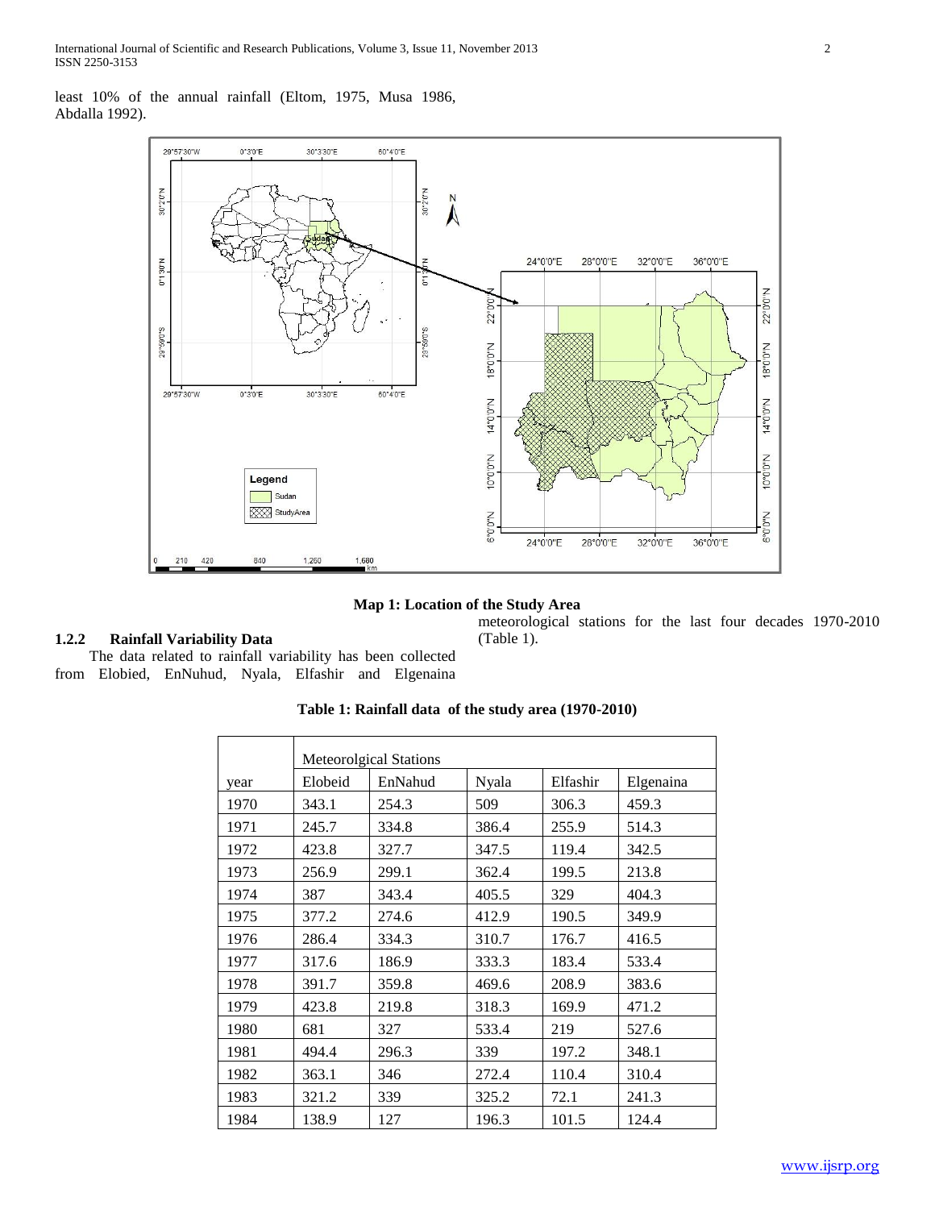least 10% of the annual rainfall (Eltom, 1975, Musa 1986, Abdalla 1992).

**Map 1: Location of the Study Area**

### 1.2.2 Rainfall Variability Data

The data related to rainfall variability has been collected from Elobied, EnNuhud, Nyala, Elfashir and Elgenaina meteorological stations for the last four decades 1970-2010 (Table 1).

**Table 1: Rainfall data of the study area (1970-2010)**

| | Meteorolgical Stations | | | | |
|---|---|---|---|---|---|
| year | Elobeid | EnNahud | Nyala | Elfashir | Elgenaina |
| 1970 | 343.1 | 254.3 | 509 | 306.3 | 459.3 |
| 1971 | 245.7 | 334.8 | 386.4 | 255.9 | 514.3 |
| 1972 | 423.8 | 327.7 | 347.5 | 119.4 | 342.5 |
| 1973 | 256.9 | 299.1 | 362.4 | 199.5 | 213.8 |
| 1974 | 387 | 343.4 | 405.5 | 329 | 404.3 |
| 1975 | 377.2 | 274.6 | 412.9 | 190.5 | 349.9 |
| 1976 | 286.4 | 334.3 | 310.7 | 176.7 | 416.5 |
| 1977 | 317.6 | 186.9 | 333.3 | 183.4 | 533.4 |
| 1978 | 391.7 | 359.8 | 469.6 | 208.9 | 383.6 |
| 1979 | 423.8 | 219.8 | 318.3 | 169.9 | 471.2 |
| 1980 | 681 | 327 | 533.4 | 219 | 527.6 |
| 1981 | 494.4 | 296.3 | 339 | 197.2 | 348.1 |
| 1982 | 363.1 | 346 | 272.4 | 110.4 | 310.4 |
| 1983 | 321.2 | 339 | 325.2 | 72.1 | 241.3 |
| 1984 | 138.9 | 127 | 196.3 | 101.5 | 124.4 |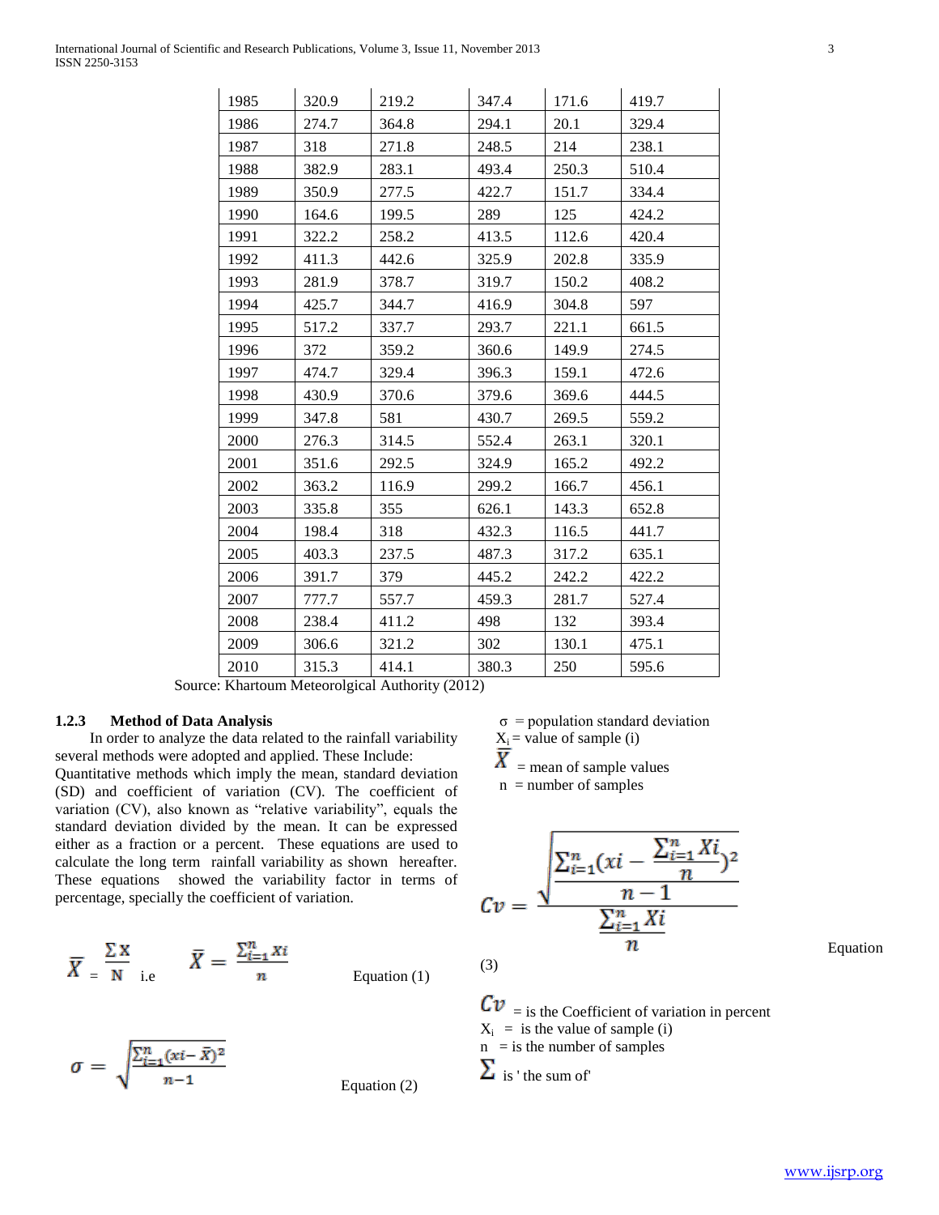| 1985 | 320.9 | 219.2 | 347.4 | 171.6 | 419.7 |
|---|---|---|---|---|---|
| 1986 | 274.7 | 364.8 | 294.1 | 20.1 | 329.4 |
| 1987 | 318 | 271.8 | 248.5 | 214 | 238.1 |
| 1988 | 382.9 | 283.1 | 493.4 | 250.3 | 510.4 |
| 1989 | 350.9 | 277.5 | 422.7 | 151.7 | 334.4 |
| 1990 | 164.6 | 199.5 | 289 | 125 | 424.2 |
| 1991 | 322.2 | 258.2 | 413.5 | 112.6 | 420.4 |
| 1992 | 411.3 | 442.6 | 325.9 | 202.8 | 335.9 |
| 1993 | 281.9 | 378.7 | 319.7 | 150.2 | 408.2 |
| 1994 | 425.7 | 344.7 | 416.9 | 304.8 | 597 |
| 1995 | 517.2 | 337.7 | 293.7 | 221.1 | 661.5 |
| 1996 | 372 | 359.2 | 360.6 | 149.9 | 274.5 |
| 1997 | 474.7 | 329.4 | 396.3 | 159.1 | 472.6 |
| 1998 | 430.9 | 370.6 | 379.6 | 369.6 | 444.5 |
| 1999 | 347.8 | 581 | 430.7 | 269.5 | 559.2 |
| 2000 | 276.3 | 314.5 | 552.4 | 263.1 | 320.1 |
| 2001 | 351.6 | 292.5 | 324.9 | 165.2 | 492.2 |
| 2002 | 363.2 | 116.9 | 299.2 | 166.7 | 456.1 |
| 2003 | 335.8 | 355 | 626.1 | 143.3 | 652.8 |
| 2004 | 198.4 | 318 | 432.3 | 116.5 | 441.7 |
| 2005 | 403.3 | 237.5 | 487.3 | 317.2 | 635.1 |
| 2006 | 391.7 | 379 | 445.2 | 242.2 | 422.2 |
| 2007 | 777.7 | 557.7 | 459.3 | 281.7 | 527.4 |
| 2008 | 238.4 | 411.2 | 498 | 132 | 393.4 |
| 2009 | 306.6 | 321.2 | 302 | 130.1 | 475.1 |
| 2010 | 315.3 | 414.1 | 380.3 | 250 | 595.6 |

Source: Khartoum Meteorolgical Authority (2012)

### 1.2.3 Method of Data Analysis

In order to analyze the data related to the rainfall variability several methods were adopted and applied. These Include:

Quantitative methods which imply the mean, standard deviation (SD) and coefficient of variation (CV). The coefficient of variation (CV), also known as "relative variability", equals the standard deviation divided by the mean. It can be expressed either as a fraction or a percent. These equations are used to calculate the long term rainfall variability as shown hereafter. These equations showed the variability factor in terms of percentage, specially the coefficient of variation.

$$\bar{X} = \frac{\sum X}{N} \text{ i.e } \bar{X} = \frac{\sum_{i=1}^{n} xi}{n} \qquad \text{Equation (1)}$$

$$\sigma = \sqrt{\frac{\sum_{i=1}^{n}(xi - \bar{x})^2}{n-1}} \qquad \text{Equation (2)}$$

$\sigma$ = population standard deviation

$X_i$ = value of sample (i)

$\bar{X}$ = mean of sample values

n = number of samples

$$Cv = \frac{\sqrt{\frac{\sum_{i=1}^{n}(xi - \frac{\sum_{i=1}^{n} Xi}{n})^2}{n-1}}}{\frac{\sum_{i=1}^{n} Xi}{n}} \qquad \text{Equation (3)}$$

$Cv$ = is the Coefficient of variation in percent

$X_i$ = is the value of sample (i)

n = is the number of samples

$\sum$ is ' the sum of'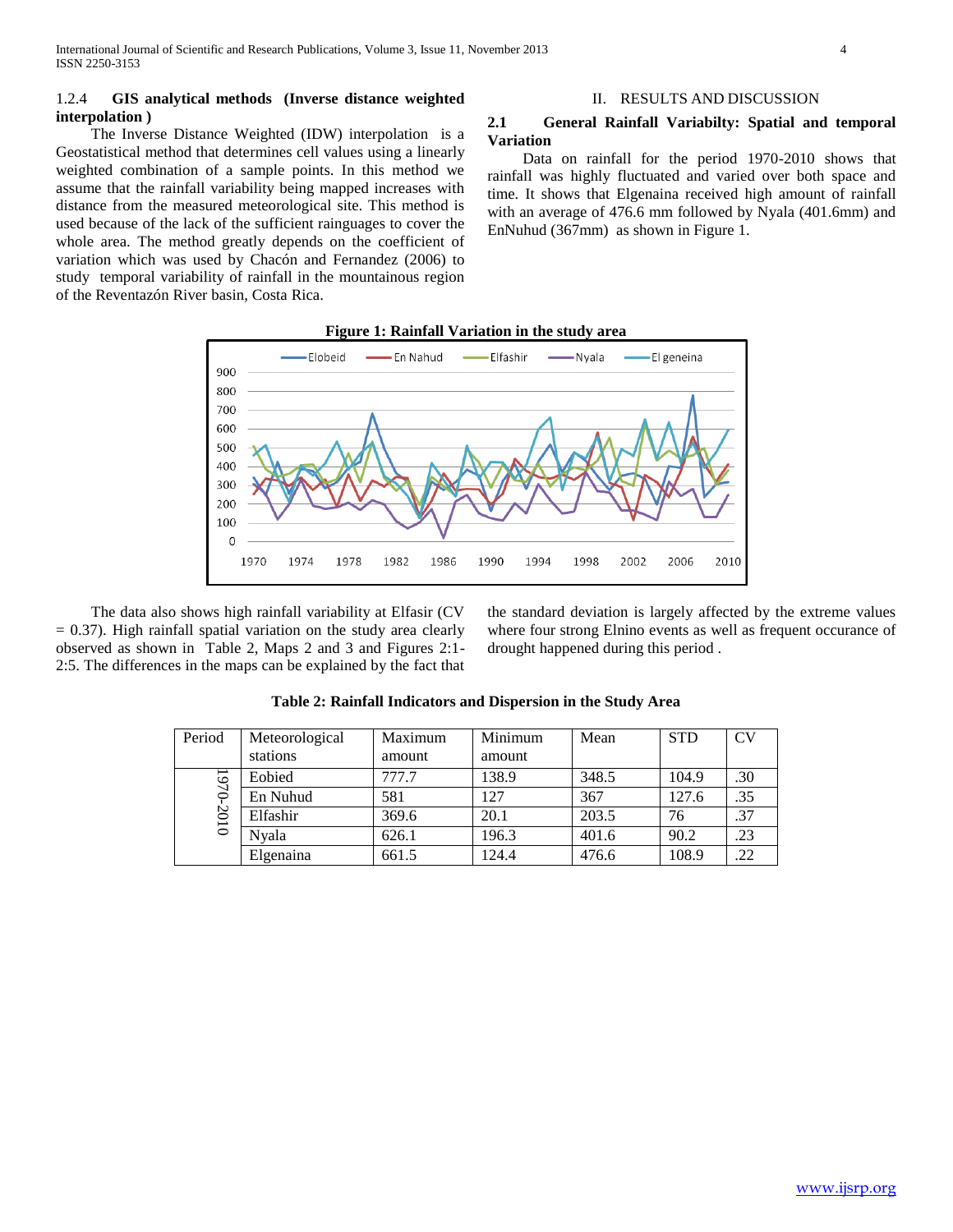### 1.2.4 GIS analytical methods (Inverse distance weighted interpolation )

The Inverse Distance Weighted (IDW) interpolation is a Geostatistical method that determines cell values using a linearly weighted combination of a sample points. In this method we assume that the rainfall variability being mapped increases with distance from the measured meteorological site. This method is used because of the lack of the sufficient rainguages to cover the whole area. The method greatly depends on the coefficient of variation which was used by Chacón and Fernandez (2006) to study temporal variability of rainfall in the mountainous region of the Reventazón River basin, Costa Rica.

## II. RESULTS AND DISCUSSION

### 2.1 General Rainfall Variabilty: Spatial and temporal Variation

Data on rainfall for the period 1970-2010 shows that rainfall was highly fluctuated and varied over both space and time. It shows that Elgenaina received high amount of rainfall with an average of 476.6 mm followed by Nyala (401.6mm) and EnNuhud (367mm) as shown in Figure 1.

**Figure 1: Rainfall Variation in the study area**

The data also shows high rainfall variability at Elfasir (CV = 0.37). High rainfall spatial variation on the study area clearly observed as shown in Table 2, Maps 2 and 3 and Figures 2:1-2:5. The differences in the maps can be explained by the fact that the standard deviation is largely affected by the extreme values where four strong Elnino events as well as frequent occurance of drought happened during this period .

**Table 2: Rainfall Indicators and Dispersion in the Study Area**

| Period | Meteorological stations | Maximum amount | Minimum amount | Mean | STD | CV |
|---|---|---|---|---|---|---|
| 1970-2010 | Eobied | 777.7 | 138.9 | 348.5 | 104.9 | .30 |
| | En Nuhud | 581 | 127 | 367 | 127.6 | .35 |
| | Elfashir | 369.6 | 20.1 | 203.5 | 76 | .37 |
| | Nyala | 626.1 | 196.3 | 401.6 | 90.2 | .23 |
| | Elgenaina | 661.5 | 124.4 | 476.6 | 108.9 | .22 |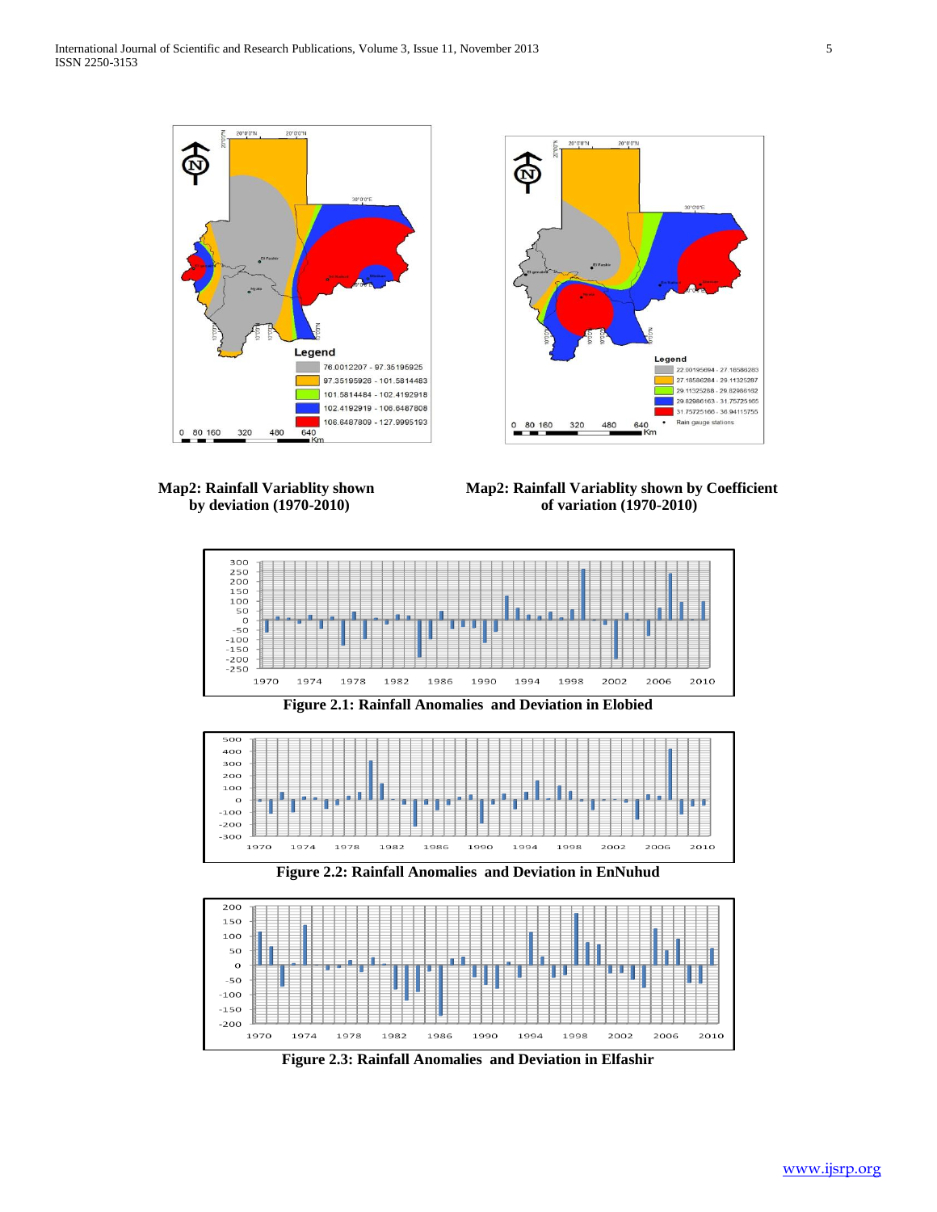**Map2: Rainfall Variablity shown by deviation (1970-2010)**

**Map2: Rainfall Variablity shown by Coefficient of variation (1970-2010)**

**Figure 2.1: Rainfall Anomalies and Deviation in Elobied**

**Figure 2.2: Rainfall Anomalies and Deviation in EnNuhud**

**Figure 2.3: Rainfall Anomalies and Deviation in Elfashir**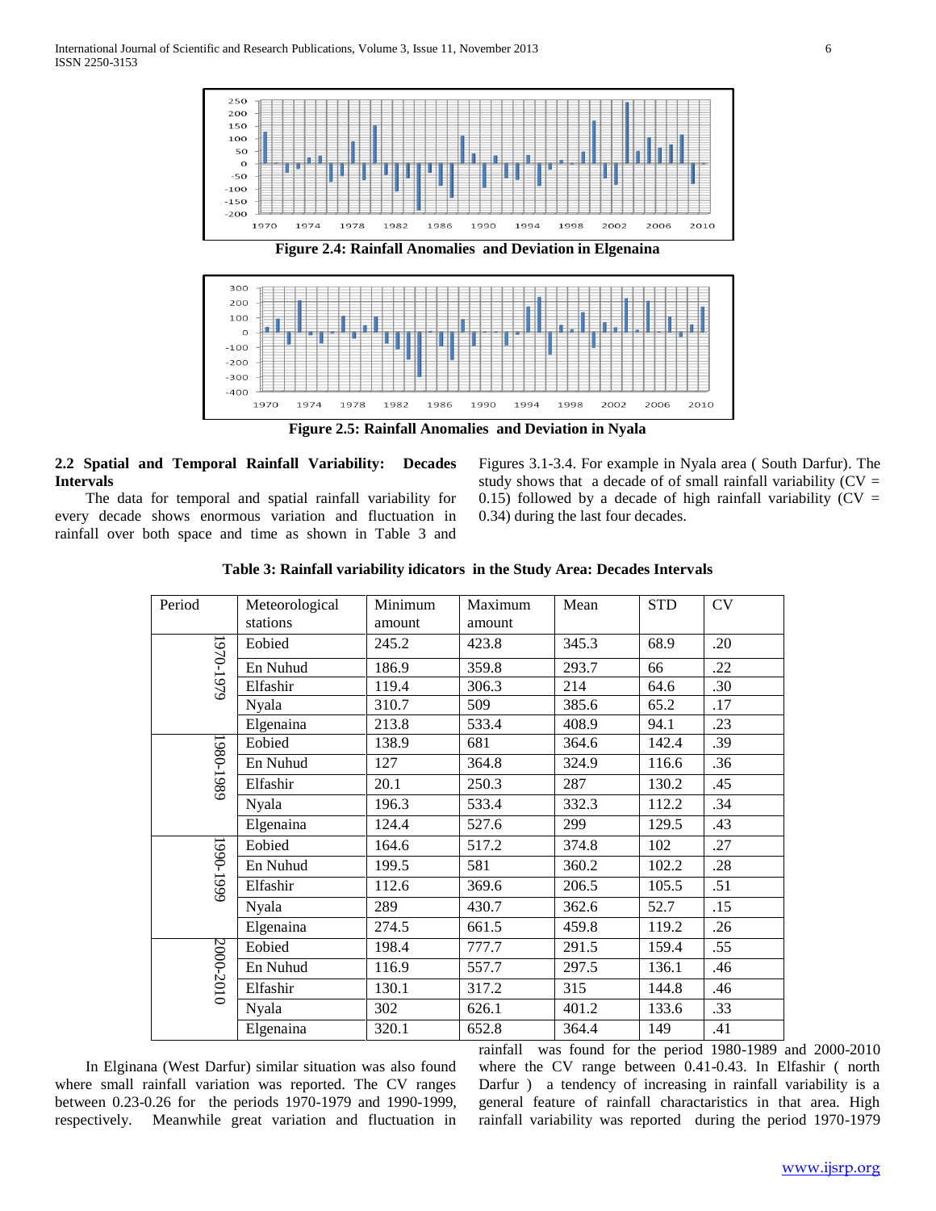**Figure 2.4: Rainfall Anomalies and Deviation in Elgenaina**

**Figure 2.5: Rainfall Anomalies and Deviation in Nyala**

### 2.2 Spatial and Temporal Rainfall Variability: Decades Intervals

The data for temporal and spatial rainfall variability for every decade shows enormous variation and fluctuation in rainfall over both space and time as shown in Table 3 and Figures 3.1-3.4. For example in Nyala area ( South Darfur). The study shows that a decade of of small rainfall variability (CV = 0.15) followed by a decade of high rainfall variability (CV = 0.34) during the last four decades.

**Table 3: Rainfall variability idicators in the Study Area: Decades Intervals**

| Period | Meteorological stations | Minimum amount | Maximum amount | Mean | STD | CV |
|---|---|---|---|---|---|---|
| 1970-1979 | Eobied | 245.2 | 423.8 | 345.3 | 68.9 | .20 |
| | En Nuhud | 186.9 | 359.8 | 293.7 | 66 | .22 |
| | Elfashir | 119.4 | 306.3 | 214 | 64.6 | .30 |
| | Nyala | 310.7 | 509 | 385.6 | 65.2 | .17 |
| | Elgenaina | 213.8 | 533.4 | 408.9 | 94.1 | .23 |
| 1980-1989 | Eobied | 138.9 | 681 | 364.6 | 142.4 | .39 |
| | En Nuhud | 127 | 364.8 | 324.9 | 116.6 | .36 |
| | Elfashir | 20.1 | 250.3 | 287 | 130.2 | .45 |
| | Nyala | 196.3 | 533.4 | 332.3 | 112.2 | .34 |
| | Elgenaina | 124.4 | 527.6 | 299 | 129.5 | .43 |
| 1990-1999 | Eobied | 164.6 | 517.2 | 374.8 | 102 | .27 |
| | En Nuhud | 199.5 | 581 | 360.2 | 102.2 | .28 |
| | Elfashir | 112.6 | 369.6 | 206.5 | 105.5 | .51 |
| | Nyala | 289 | 430.7 | 362.6 | 52.7 | .15 |
| | Elgenaina | 274.5 | 661.5 | 459.8 | 119.2 | .26 |
| 2000-2010 | Eobied | 198.4 | 777.7 | 291.5 | 159.4 | .55 |
| | En Nuhud | 116.9 | 557.7 | 297.5 | 136.1 | .46 |
| | Elfashir | 130.1 | 317.2 | 315 | 144.8 | .46 |
| | Nyala | 302 | 626.1 | 401.2 | 133.6 | .33 |
| | Elgenaina | 320.1 | 652.8 | 364.4 | 149 | .41 |

In Elginana (West Darfur) similar situation was also found where small rainfall variation was reported. The CV ranges between 0.23-0.26 for the periods 1970-1979 and 1990-1999, respectively. Meanwhile great variation and fluctuation in rainfall was found for the period 1980-1989 and 2000-2010 where the CV range between 0.41-0.43. In Elfashir ( north Darfur ) a tendency of increasing in rainfall variability is a general feature of rainfall charactaristics in that area. High rainfall variability was reported during the period 1970-1979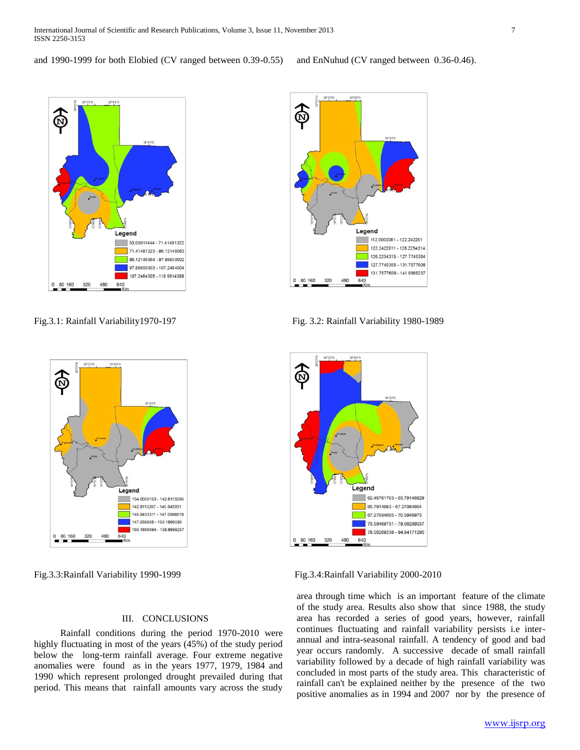and 1990-1999 for both Elobied (CV ranged between 0.39-0.55) and EnNuhud (CV ranged between 0.36-0.46).

Fig.3.1: Rainfall Variability1970-197

Fig. 3.2: Rainfall Variability 1980-1989

Fig.3.3:Rainfall Variability 1990-1999

Fig.3.4:Rainfall Variability 2000-2010

## III. CONCLUSIONS

Rainfall conditions during the period 1970-2010 were highly fluctuating in most of the years (45%) of the study period below the long-term rainfall average. Four extreme negative anomalies were found as in the years 1977, 1979, 1984 and 1990 which represent prolonged drought prevailed during that period. This means that rainfall amounts vary across the study area through time which is an important feature of the climate of the study area. Results also show that since 1988, the study area has recorded a series of good years, however, rainfall continues fluctuating and rainfall variability persists i.e inter-annual and intra-seasonal rainfall. A tendency of good and bad year occurs randomly. A successive decade of small rainfall variability followed by a decade of high rainfall variability was concluded in most parts of the study area. This characteristic of rainfall can't be explained neither by the presence of the two positive anomalies as in 1994 and 2007 nor by the presence of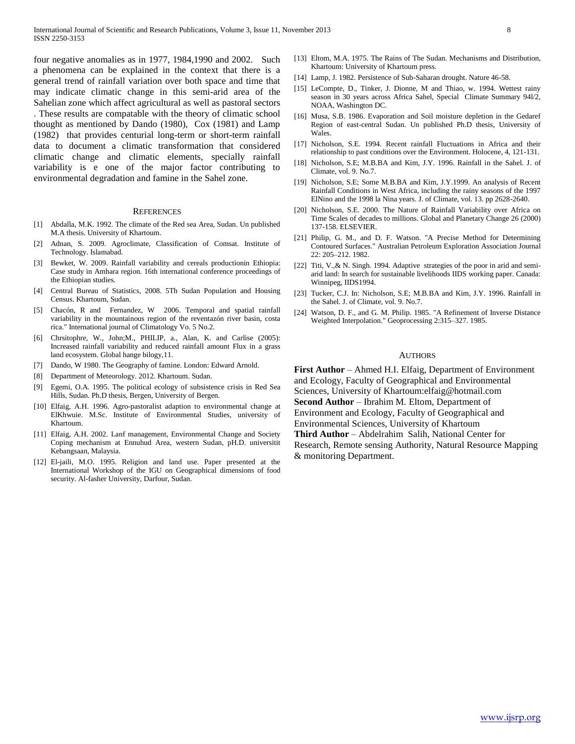four negative anomalies as in 1977, 1984,1990 and 2002. Such a phenomena can be explained in the context that there is a general trend of rainfall variation over both space and time that may indicate climatic change in this semi-arid area of the Sahelian zone which affect agricultural as well as pastoral sectors . These results are compatable with the theory of climatic school thought as mentioned by Dando (1980), Cox (1981) and Lamp (1982) that provides centurial long-term or short-term rainfall data to document a climatic transformation that considered climatic change and climatic elements, specially rainfall variability is e one of the major factor contributing to environmental degradation and famine in the Sahel zone.

## References

[1] Abdalla, M.K. 1992. The climate of the Red sea Area, Sudan. Un published M.A thesis. University of Khartoum.

[2] Adnan, S. 2009. Agroclimate, Classification of Comsat. Institute of Technology. Islamabad.

[3] Bewket, W. 2009. Rainfall variability and cereals productionin Ethiopia: Case study in Amhara region. 16th international conference proceedings of the Ethiopian studies.

[4] Central Bureau of Statistics, 2008. 5Th Sudan Population and Housing Census. Khartoum, Sudan.

[5] Chacón, R and Fernandez, W 2006. Temporal and spatial rainfall variability in the mountainous region of the reventazón river basin, costa rica." International journal of Climatology Vo. 5 No.2.

[6] Chrsitophre, W., John;M., PHILIP, a., Alan, K. and Carlise (2005): Increased rainfall variability and reduced rainfall amount Flux in a grass land ecosystem. Global hange bilogy,11.

[7] Dando, W 1980. The Geography of famine. London: Edward Arnold.

[8] Department of Meteorology. 2012. Khartoum. Sudan.

[9] Egemi, O.A. 1995. The political ecology of subsistence crisis in Red Sea Hills, Sudan. Ph.D thesis, Bergen, University of Bergen.

[10] Elfaig, A.H. 1996. Agro-pastoralist adaption to environmental change at ElKhwuie. M.Sc. Institute of Environmental Studies, university of Khartoum.

[11] Elfaig, A.H. 2002. Lanf management, Environmental Change and Society Coping mechanism at Ennuhud Area, western Sudan, pH.D. universitit Kebangsaan, Malaysia.

[12] El-jaili, M.O. 1995. Religion and land use. Paper presented at the International Workshop of the IGU on Geographical dimensions of food security. Al-fasher University, Darfour, Sudan.

[13] Eltom, M.A. 1975. The Rains of The Sudan. Mechanisms and Distribution, Khartoum: University of Khartoum press.

[14] Lamp, J. 1982. Persistence of Sub-Saharan drought. Nature 46-58.

[15] LeCompte, D., Tinker, J. Dionne, M and Thiao, w. 1994. Wettest rainy season in 30 years across Africa Sahel, Special Climate Summary 94l/2, NOAA, Washington DC.

[16] Musa, S.B. 1986. Evaporation and Soil moisture depletion in the Gedaref Region of east-central Sudan. Un published Ph.D thesis, University of Wales.

[17] Nicholson, S.E. 1994. Recent rainfall Fluctuations in Africa and their relationship to past conditions over the Environment. Holocene, 4, 121-131.

[18] Nicholson, S.E; M.B.BA and Kim, J.Y. 1996. Rainfall in the Sahel. J. of Climate, vol. 9. No.7.

[19] Nicholson, S.E; Some M.B.BA and Kim, J.Y.1999. An analysis of Recent Rainfall Conditions in West Africa, including the rainy seasons of the 1997 ElNino and the 1998 la Nina years. J. of Climate, vol. 13. pp 2628-2640.

[20] Nicholson, S.E. 2000. The Nature of Rainfall Variability over Africa on Time Scales of decades to millions. Global and Planetary Change 26 (2000) 137-158. ELSEVIER.

[21] Philip, G. M., and D. F. Watson. "A Precise Method for Determining Contoured Surfaces." Australian Petroleum Exploration Association Journal 22: 205–212. 1982.

[22] Titi, V.,& N. Singh. 1994. Adaptive strategies of the poor in arid and semi-arid land: In search for sustainable livelihoods IIDS working paper. Canada: Winnipeg, IIDS1994.

[23] Tucker, C.J. In: Nicholson, S.E; M.B.BA and Kim, J.Y. 1996. Rainfall in the Sahel. J. of Climate, vol. 9. No.7.

[24] Watson, D. F., and G. M. Philip. 1985. "A Refinement of Inverse Distance Weighted Interpolation." Geoprocessing 2:315–327. 1985.

## Authors

**First Author** – Ahmed H.I. Elfaig, Department of Environment and Ecology, Faculty of Geographical and Environmental Sciences, University of Khartoum:elfaig@hotmail.com

**Second Author** – Ibrahim M. Eltom, Department of Environment and Ecology, Faculty of Geographical and Environmental Sciences, University of Khartoum

**Third Author** – Abdelrahim Salih, National Center for Research, Remote sensing Authority, Natural Resource Mapping & monitoring Department.